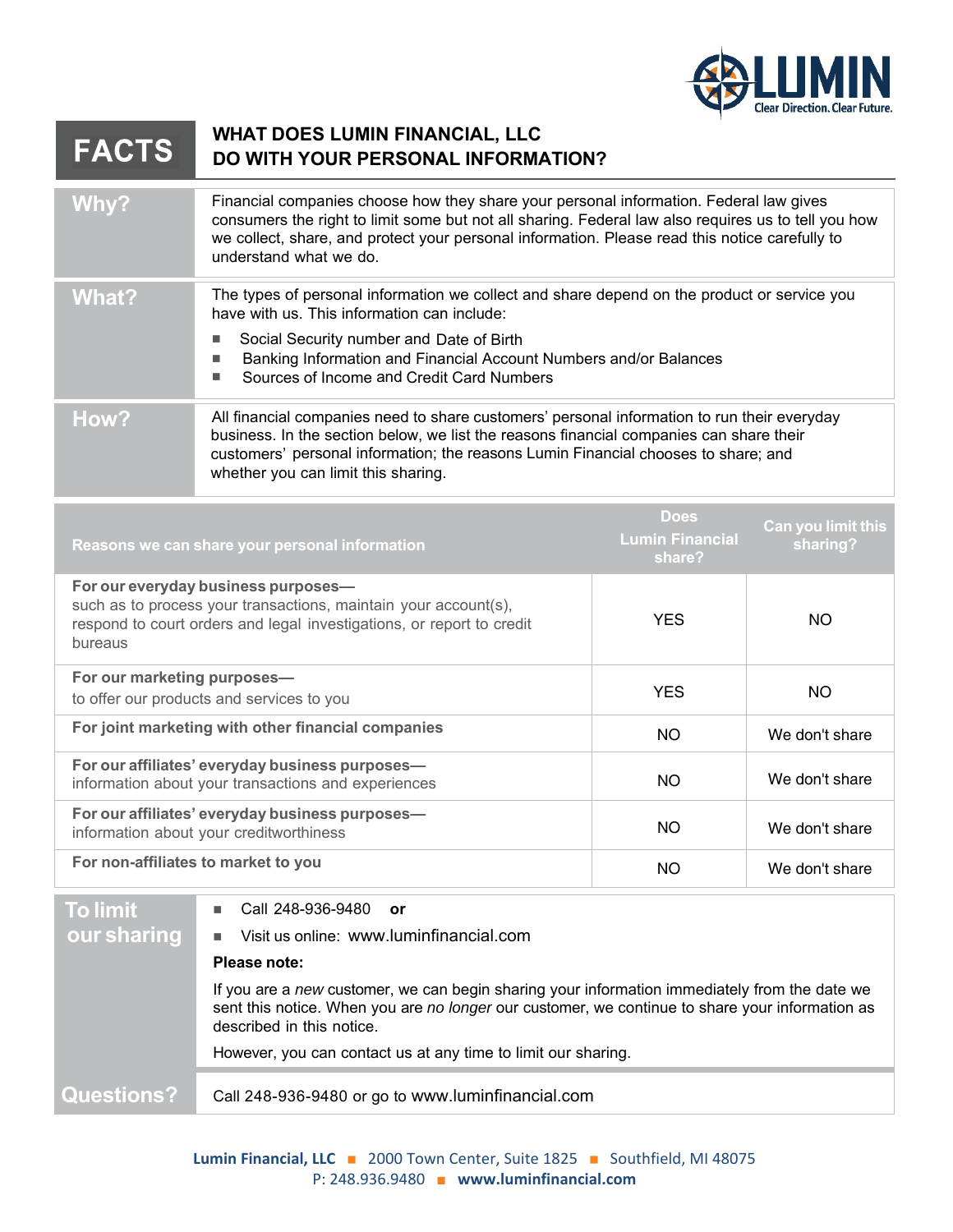# FACTS

## WHAT DOES LUMIN FINANCIAL, LLC DO WITH YOUR PERSONAL INFORMATION?

| | |
|---|---|
| **Why?** | Financial companies choose how they share your personal information. Federal law gives consumers the right to limit some but not all sharing. Federal law also requires us to tell you how we collect, share, and protect your personal information. Please read this notice carefully to understand what we do. |
| **What?** | The types of personal information we collect and share depend on the product or service you have with us. This information can include:<br>■ Social Security number and Date of Birth<br>■ Banking Information and Financial Account Numbers and/or Balances<br>■ Sources of Income and Credit Card Numbers |
| **How?** | All financial companies need to share customers' personal information to run their everyday business. In the section below, we list the reasons financial companies can share their customers' personal information; the reasons Lumin Financial chooses to share; and whether you can limit this sharing. |

| Reasons we can share your personal information | Does Lumin Financial share? | Can you limit this sharing? |
|---|---|---|
| **For our everyday business purposes—** such as to process your transactions, maintain your account(s), respond to court orders and legal investigations, or report to credit bureaus | YES | NO |
| **For our marketing purposes—** to offer our products and services to you | YES | NO |
| **For joint marketing with other financial companies** | NO | We don't share |
| **For our affiliates' everyday business purposes—** information about your transactions and experiences | NO | We don't share |
| **For our affiliates' everyday business purposes—** information about your creditworthiness | NO | We don't share |
| **For non-affiliates to market to you** | NO | We don't share |

| | |
|---|---|
| **To limit our sharing** | ■ Call 248-936-9480 **or**<br>■ Visit us online: www.luminfinancial.com<br>**Please note:**<br>If you are a *new* customer, we can begin sharing your information immediately from the date we sent this notice. When you are *no longer* our customer, we continue to share your information as described in this notice.<br>However, you can contact us at any time to limit our sharing. |
| **Questions?** | Call 248-936-9480 or go to www.luminfinancial.com |

**Lumin Financial, LLC** ■ 2000 Town Center, Suite 1825 ■ Southfield, MI 48075
P: 248.936.9480 ■ **www.luminfinancial.com**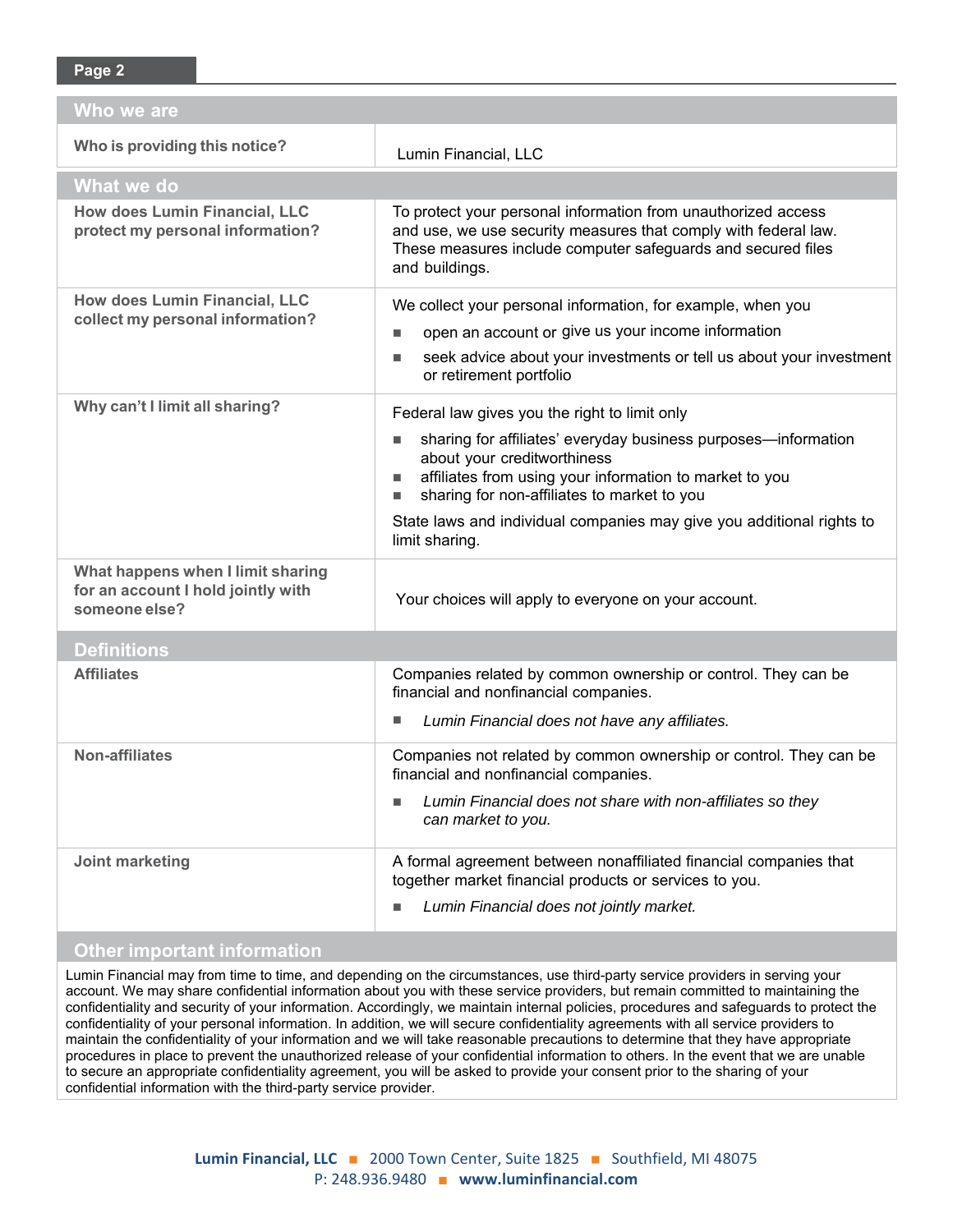| Who we are | |
|---|---|
| **Who is providing this notice?** | Lumin Financial, LLC |

| What we do | |
|---|---|
| **How does Lumin Financial, LLC protect my personal information?** | To protect your personal information from unauthorized access and use, we use security measures that comply with federal law. These measures include computer safeguards and secured files and buildings. |
| **How does Lumin Financial, LLC collect my personal information?** | We collect your personal information, for example, when you<br>■ open an account or give us your income information<br>■ seek advice about your investments or tell us about your investment or retirement portfolio |
| **Why can't I limit all sharing?** | Federal law gives you the right to limit only<br>■ sharing for affiliates' everyday business purposes—information about your creditworthiness<br>■ affiliates from using your information to market to you<br>■ sharing for non-affiliates to market to you<br>State laws and individual companies may give you additional rights to limit sharing. |
| **What happens when I limit sharing for an account I hold jointly with someone else?** | Your choices will apply to everyone on your account. |

| Definitions | |
|---|---|
| **Affiliates** | Companies related by common ownership or control. They can be financial and nonfinancial companies.<br>■ *Lumin Financial does not have any affiliates.* |
| **Non-affiliates** | Companies not related by common ownership or control. They can be financial and nonfinancial companies.<br>■ *Lumin Financial does not share with non-affiliates so they can market to you.* |
| **Joint marketing** | A formal agreement between nonaffiliated financial companies that together market financial products or services to you.<br>■ *Lumin Financial does not jointly market.* |

## Other important information

Lumin Financial may from time to time, and depending on the circumstances, use third-party service providers in serving your account. We may share confidential information about you with these service providers, but remain committed to maintaining the confidentiality and security of your information. Accordingly, we maintain internal policies, procedures and safeguards to protect the confidentiality of your personal information. In addition, we will secure confidentiality agreements with all service providers to maintain the confidentiality of your information and we will take reasonable precautions to determine that they have appropriate procedures in place to prevent the unauthorized release of your confidential information to others. In the event that we are unable to secure an appropriate confidentiality agreement, you will be asked to provide your consent prior to the sharing of your confidential information with the third-party service provider.

**Lumin Financial, LLC** ■ 2000 Town Center, Suite 1825 ■ Southfield, MI 48075
P: 248.936.9480 ■ **www.luminfinancial.com**